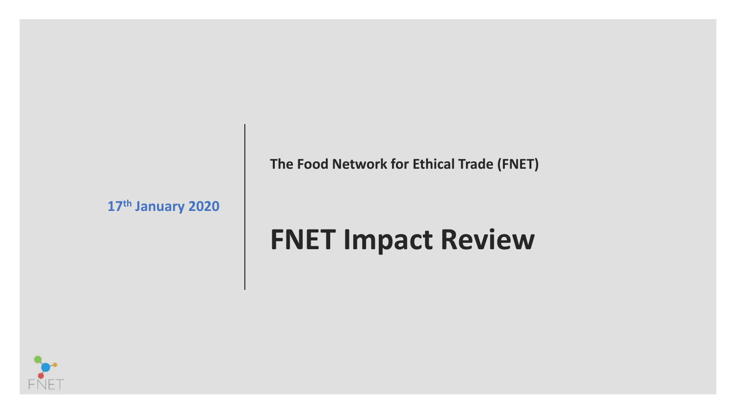17th January 2020

The Food Network for Ethical Trade (FNET)

# FNET Impact Review

FNET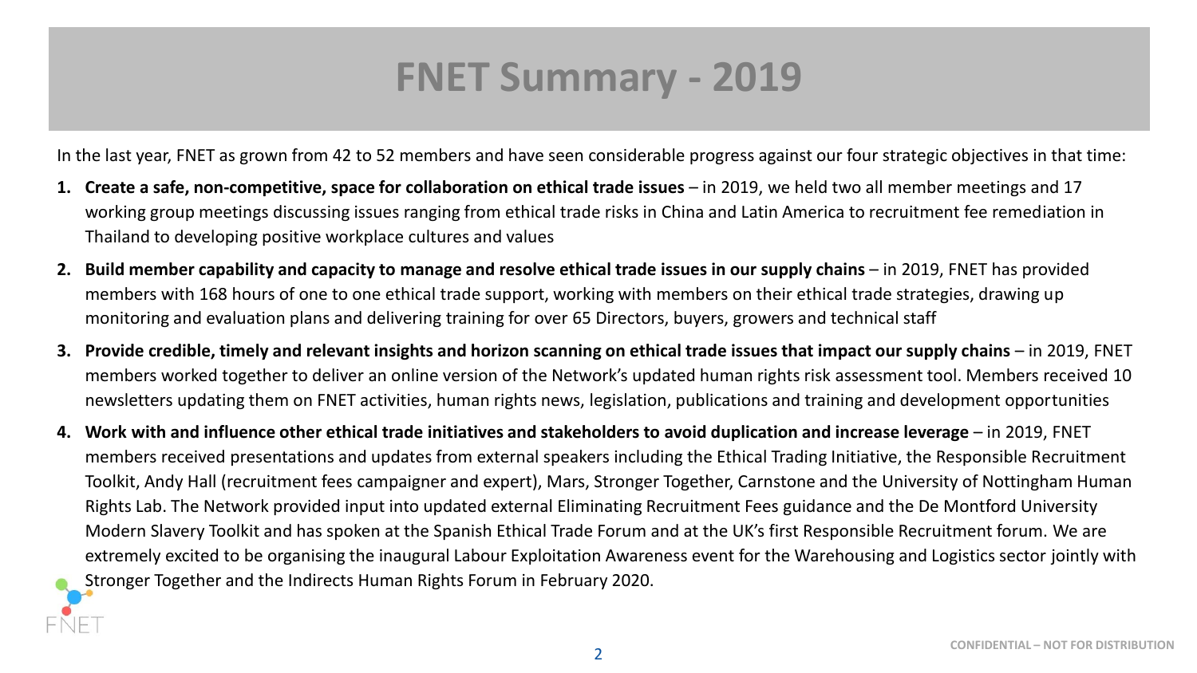# FNET Summary - 2019

In the last year, FNET as grown from 42 to 52 members and have seen considerable progress against our four strategic objectives in that time:

1. **Create a safe, non-competitive, space for collaboration on ethical trade issues** – in 2019, we held two all member meetings and 17 working group meetings discussing issues ranging from ethical trade risks in China and Latin America to recruitment fee remediation in Thailand to developing positive workplace cultures and values
2. **Build member capability and capacity to manage and resolve ethical trade issues in our supply chains** – in 2019, FNET has provided members with 168 hours of one to one ethical trade support, working with members on their ethical trade strategies, drawing up monitoring and evaluation plans and delivering training for over 65 Directors, buyers, growers and technical staff
3. **Provide credible, timely and relevant insights and horizon scanning on ethical trade issues that impact our supply chains** – in 2019, FNET members worked together to deliver an online version of the Network's updated human rights risk assessment tool. Members received 10 newsletters updating them on FNET activities, human rights news, legislation, publications and training and development opportunities
4. **Work with and influence other ethical trade initiatives and stakeholders to avoid duplication and increase leverage** – in 2019, FNET members received presentations and updates from external speakers including the Ethical Trading Initiative, the Responsible Recruitment Toolkit, Andy Hall (recruitment fees campaigner and expert), Mars, Stronger Together, Carnstone and the University of Nottingham Human Rights Lab. The Network provided input into updated external Eliminating Recruitment Fees guidance and the De Montford University Modern Slavery Toolkit and has spoken at the Spanish Ethical Trade Forum and at the UK's first Responsible Recruitment forum. We are extremely excited to be organising the inaugural Labour Exploitation Awareness event for the Warehousing and Logistics sector jointly with Stronger Together and the Indirects Human Rights Forum in February 2020.

CONFIDENTIAL – NOT FOR DISTRIBUTION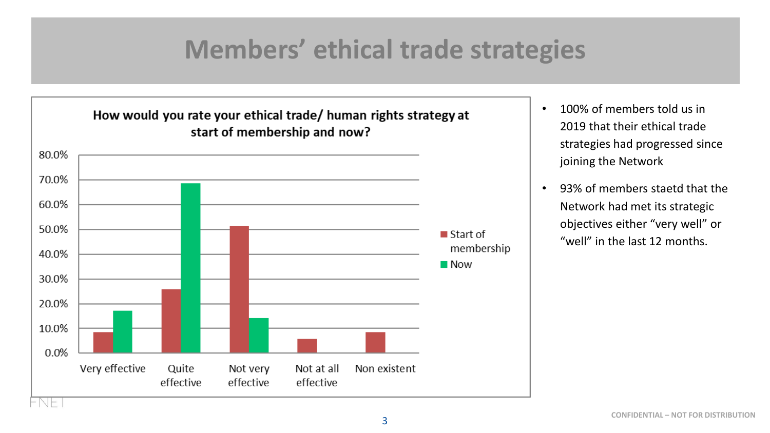# Members' ethical trade strategies

**How would you rate your ethical trade/ human rights strategy at start of membership and now?**

| | Start of membership | Now |
|---|---|---|
| Very effective | ~8.5% | ~17% |
| Quite effective | ~26% | ~68.5% |
| Not very effective | ~51% | ~14% |
| Not at all effective | ~5.5% | |
| Non existent | ~8.5% | |

- 100% of members told us in 2019 that their ethical trade strategies had progressed since joining the Network
- 93% of members staetd that the Network had met its strategic objectives either "very well" or "well" in the last 12 months.

CONFIDENTIAL – NOT FOR DISTRIBUTION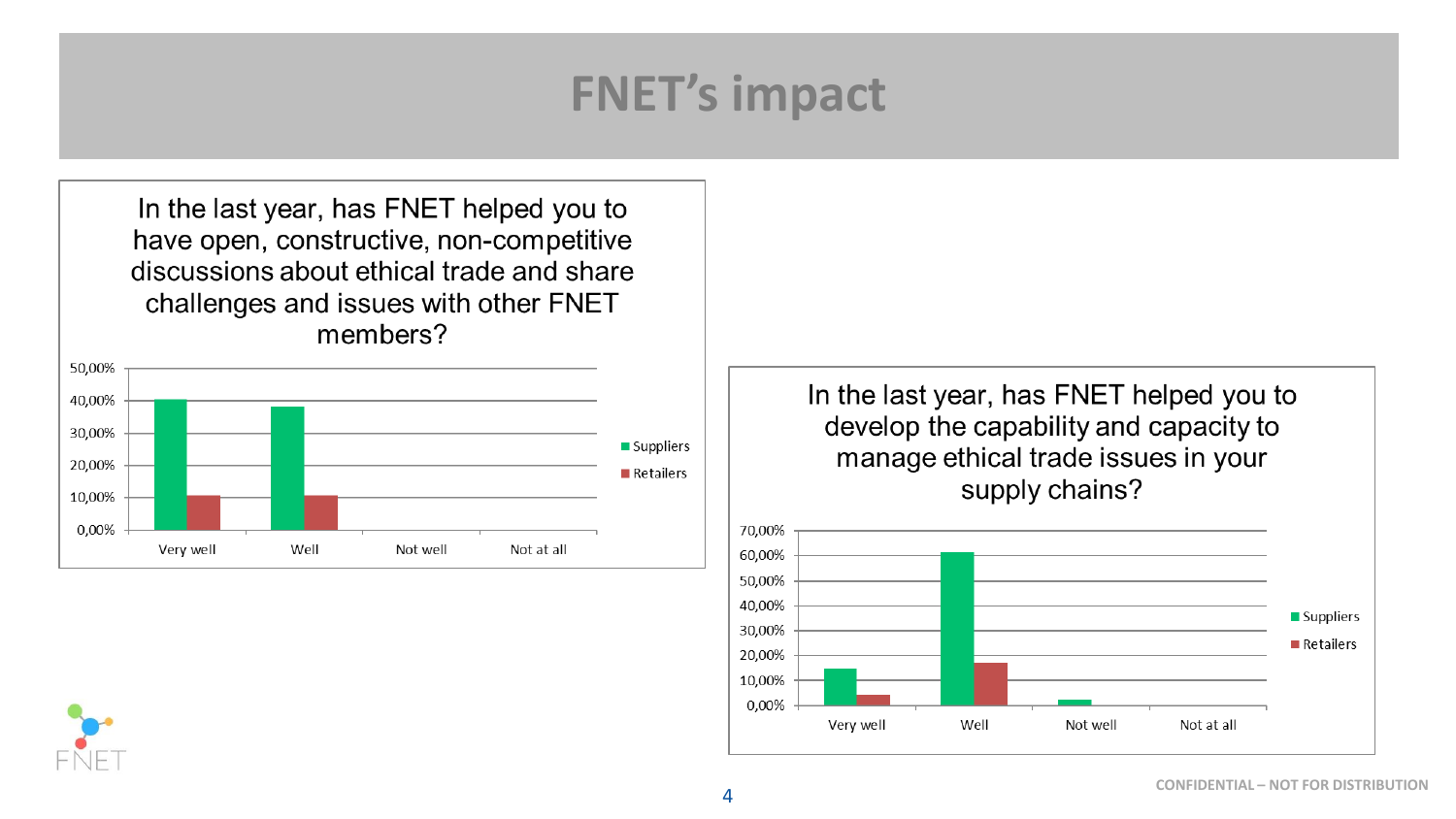# FNET's impact

In the last year, has FNET helped you to have open, constructive, non-competitive discussions about ethical trade and share challenges and issues with other FNET members?

| | Suppliers | Retailers |
|---|---|---|
| Very well | ~40% | ~11% |
| Well | ~38% | ~11% |
| Not well | 0% | 0% |
| Not at all | 0% | 0% |

In the last year, has FNET helped you to develop the capability and capacity to manage ethical trade issues in your supply chains?

| | Suppliers | Retailers |
|---|---|---|
| Very well | ~15% | ~4% |
| Well | ~61% | ~17% |
| Not well | ~2% | 0% |
| Not at all | 0% | 0% |

CONFIDENTIAL – NOT FOR DISTRIBUTION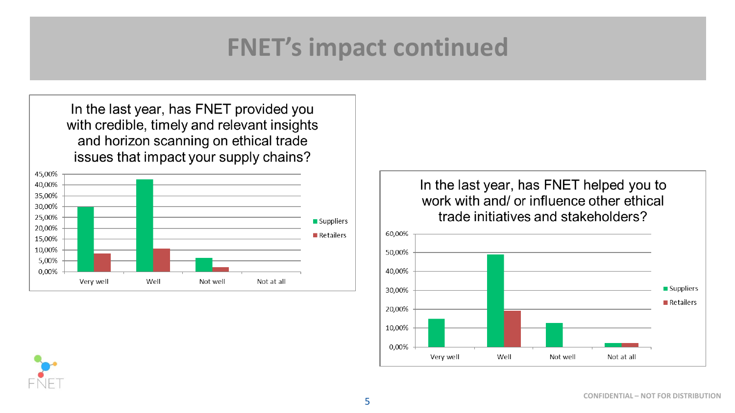# FNET's impact continued

**In the last year, has FNET provided you with credible, timely and relevant insights and horizon scanning on ethical trade issues that impact your supply chains?**

| | Suppliers | Retailers |
|---|---|---|
| Very well | ~30% | ~8% |
| Well | ~42.5% | ~10.5% |
| Not well | ~6.5% | ~2% |
| Not at all | 0% | 0% |

**In the last year, has FNET helped you to work with and/ or influence other ethical trade initiatives and stakeholders?**

| | Suppliers | Retailers |
|---|---|---|
| Very well | ~15% | 0% |
| Well | ~49% | ~19% |
| Not well | ~13% | 0% |
| Not at all | ~2% | ~2% |

CONFIDENTIAL – NOT FOR DISTRIBUTION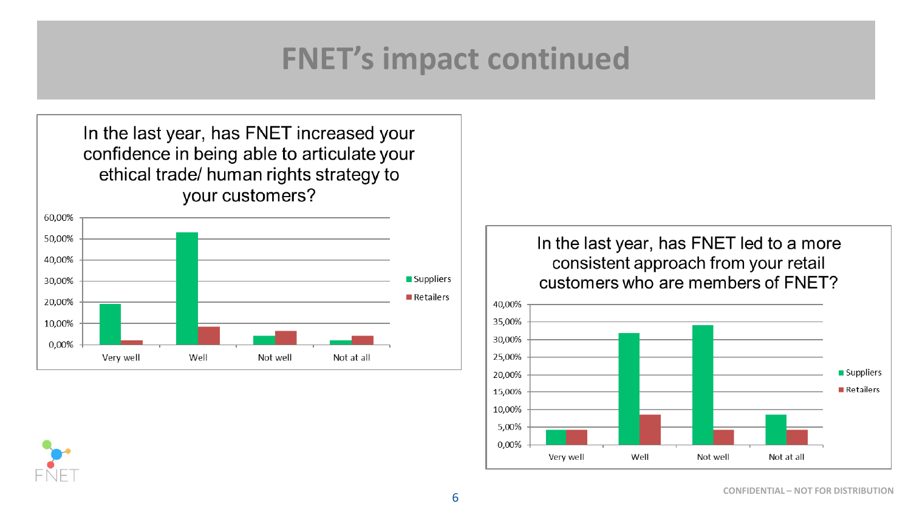# FNET's impact continued

In the last year, has FNET increased your confidence in being able to articulate your ethical trade/ human rights strategy to your customers?

60,00%
50,00%
40,00%
30,00%
20,00%
10,00%
0,00%

Very well | Well | Not well | Not at all

Suppliers
Retailers

In the last year, has FNET led to a more consistent approach from your retail customers who are members of FNET?

40,00%
35,00%
30,00%
25,00%
20,00%
15,00%
10,00%
5,00%
0,00%

Very well | Well | Not well | Not at all

Suppliers
Retailers

CONFIDENTIAL – NOT FOR DISTRIBUTION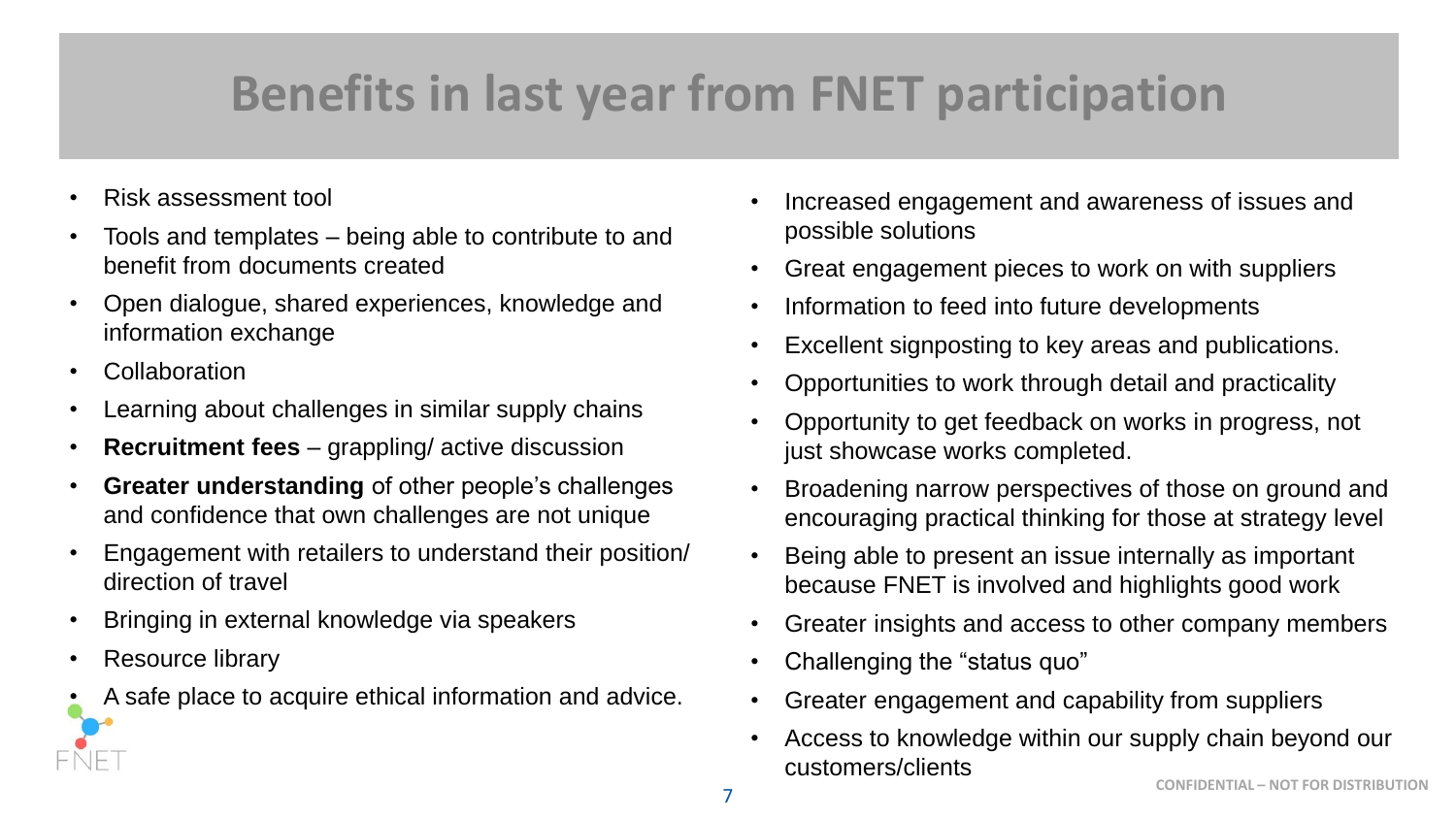# Benefits in last year from FNET participation

- Risk assessment tool
- Tools and templates – being able to contribute to and benefit from documents created
- Open dialogue, shared experiences, knowledge and information exchange
- Collaboration
- Learning about challenges in similar supply chains
- **Recruitment fees** – grappling/ active discussion
- **Greater understanding** of other people's challenges and confidence that own challenges are not unique
- Engagement with retailers to understand their position/ direction of travel
- Bringing in external knowledge via speakers
- Resource library
- A safe place to acquire ethical information and advice.
- Increased engagement and awareness of issues and possible solutions
- Great engagement pieces to work on with suppliers
- Information to feed into future developments
- Excellent signposting to key areas and publications.
- Opportunities to work through detail and practicality
- Opportunity to get feedback on works in progress, not just showcase works completed.
- Broadening narrow perspectives of those on ground and encouraging practical thinking for those at strategy level
- Being able to present an issue internally as important because FNET is involved and highlights good work
- Greater insights and access to other company members
- Challenging the "status quo"
- Greater engagement and capability from suppliers
- Access to knowledge within our supply chain beyond our customers/clients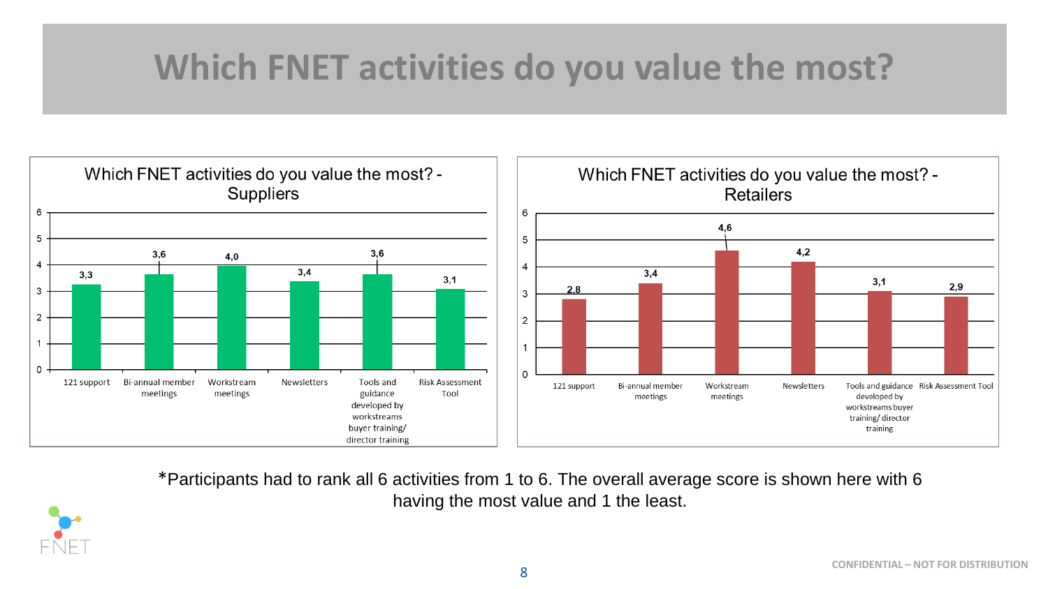# Which FNET activities do you value the most?

**Which FNET activities do you value the most? - Suppliers**

| Activity | Score |
|---|---|
| 121 support | 3,3 |
| Bi-annual member meetings | 3,6 |
| Workstream meetings | 4,0 |
| Newsletters | 3,4 |
| Tools and guidance developed by workstreams buyer training/ director training | 3,6 |
| Risk Assessment Tool | 3,1 |

**Which FNET activities do you value the most? - Retailers**

| Activity | Score |
|---|---|
| 121 support | 2,8 |
| Bi-annual member meetings | 3,4 |
| Workstream meetings | 4,6 |
| Newsletters | 4,2 |
| Tools and guidance developed by workstreams buyer training/ director training | 3,1 |
| Risk Assessment Tool | 2,9 |

*Participants had to rank all 6 activities from 1 to 6. The overall average score is shown here with 6 having the most value and 1 the least.

CONFIDENTIAL – NOT FOR DISTRIBUTION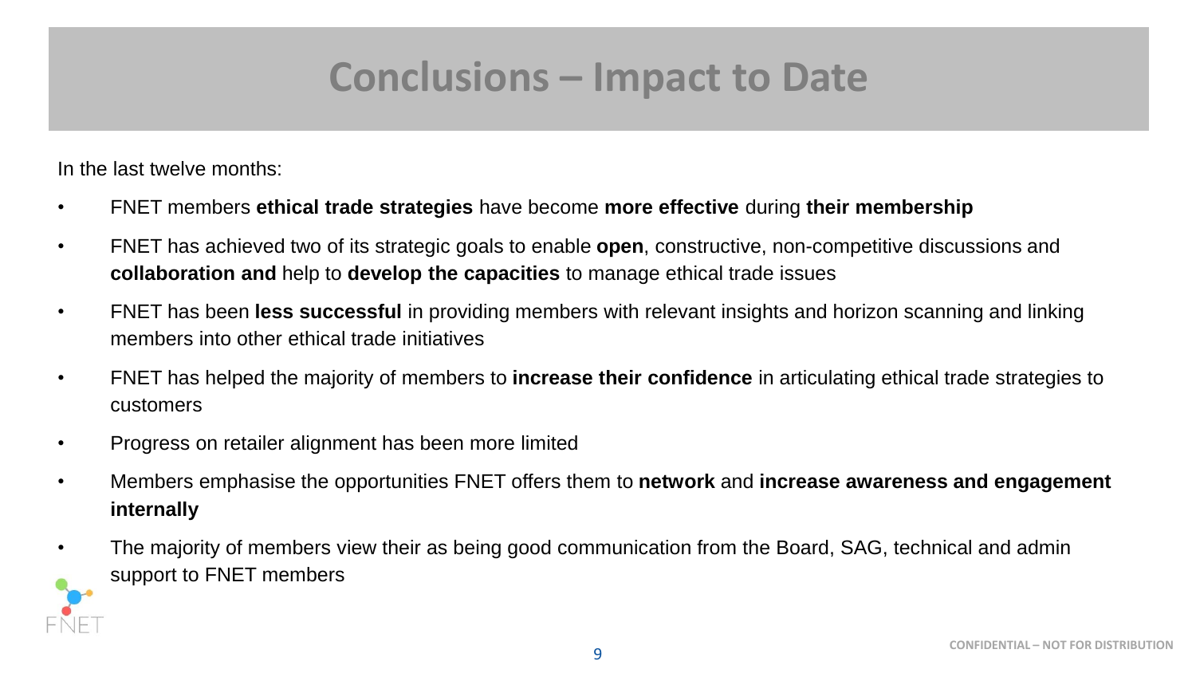# Conclusions – Impact to Date

In the last twelve months:

- FNET members **ethical trade strategies** have become **more effective** during **their membership**
- FNET has achieved two of its strategic goals to enable **open**, constructive, non-competitive discussions and **collaboration and** help to **develop the capacities** to manage ethical trade issues
- FNET has been **less successful** in providing members with relevant insights and horizon scanning and linking members into other ethical trade initiatives
- FNET has helped the majority of members to **increase their confidence** in articulating ethical trade strategies to customers
- Progress on retailer alignment has been more limited
- Members emphasise the opportunities FNET offers them to **network** and **increase awareness and engagement internally**
- The majority of members view their as being good communication from the Board, SAG, technical and admin support to FNET members

CONFIDENTIAL – NOT FOR DISTRIBUTION